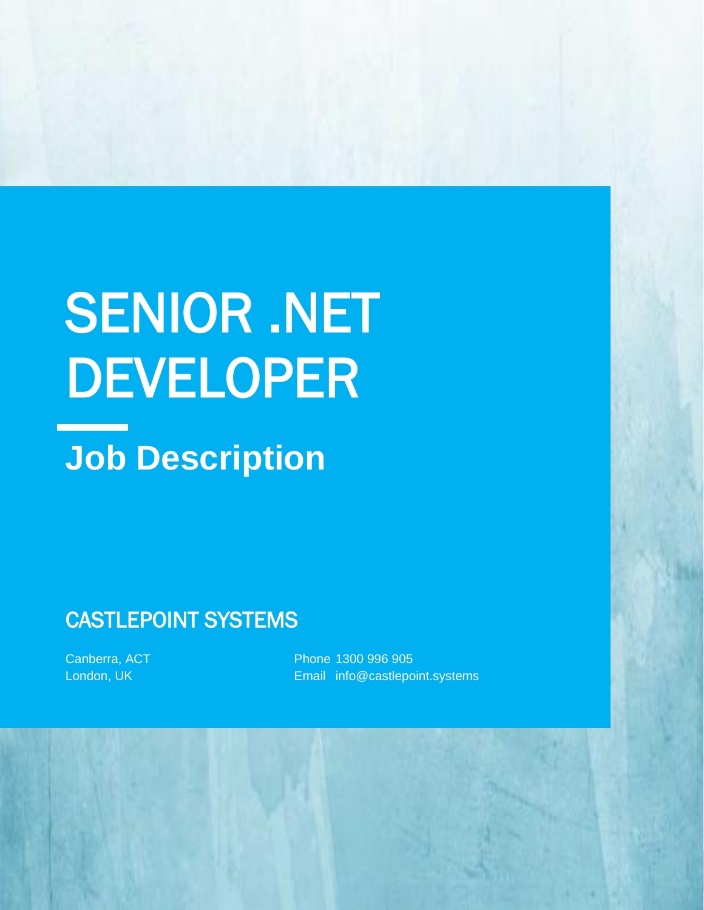# SENIOR .NET DEVELOPER

## Job Description

### CASTLEPOINT SYSTEMS

Canberra, ACT
London, UK

Phone 1300 996 905
Email info@castlepoint.systems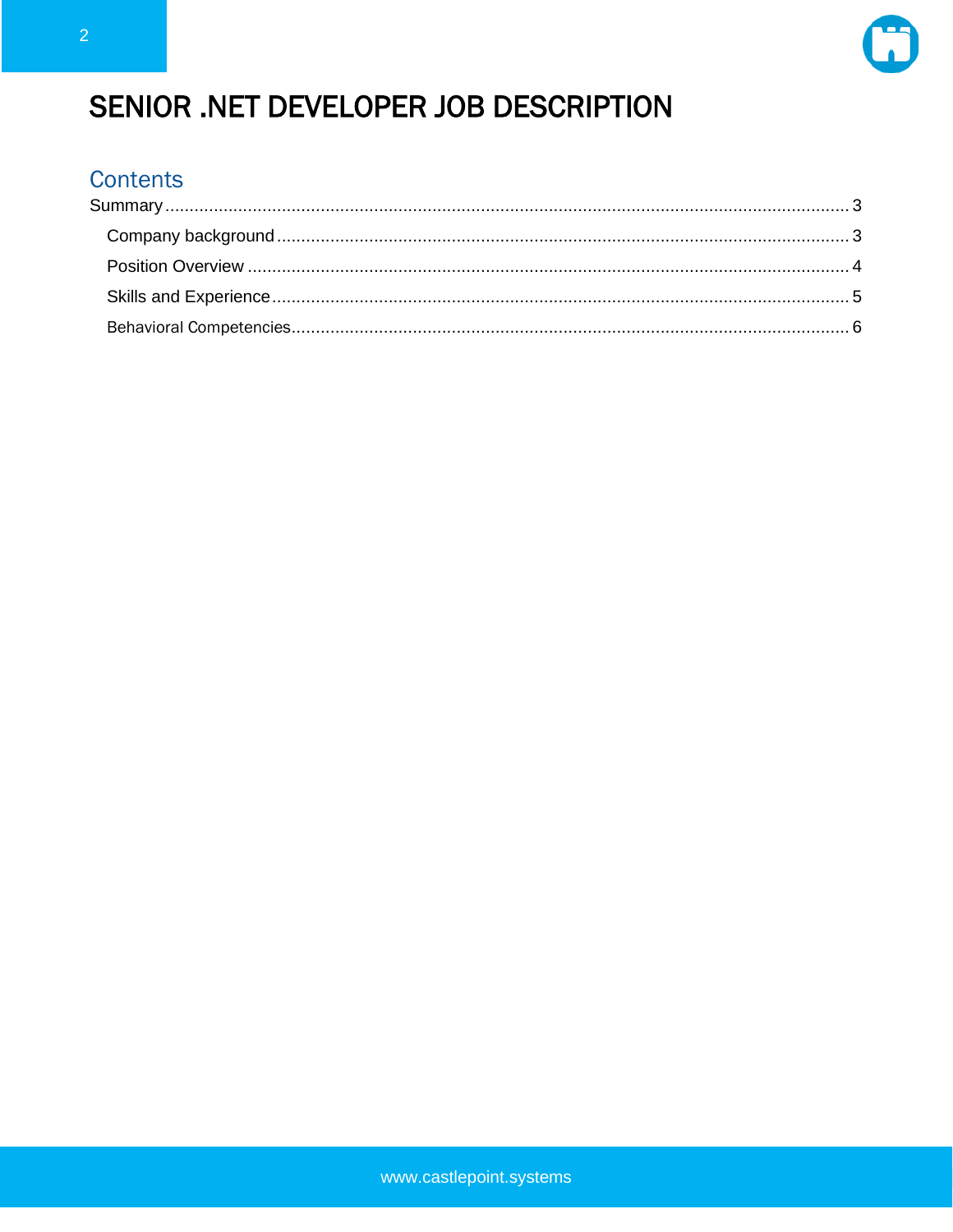# SENIOR .NET DEVELOPER JOB DESCRIPTION

## Contents

Summary ........................................................ 3

- Company background ........................................................ 3
- Position Overview ........................................................ 4
- Skills and Experience ........................................................ 5
- Behavioral Competencies ........................................................ 6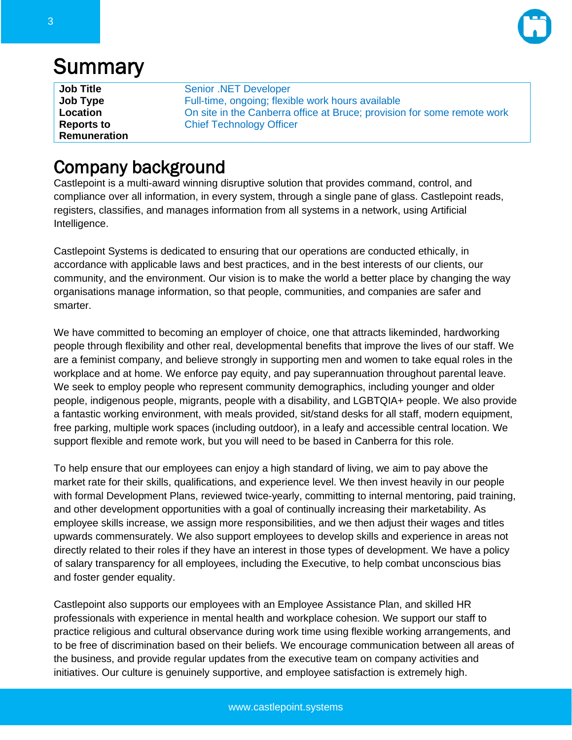# Summary

| Job Title | Senior .NET Developer |
|---|---|
| Job Type | Full-time, ongoing; flexible work hours available |
| Location | On site in the Canberra office at Bruce; provision for some remote work |
| Reports to | Chief Technology Officer |
| Remuneration | |

# Company background

Castlepoint is a multi-award winning disruptive solution that provides command, control, and compliance over all information, in every system, through a single pane of glass. Castlepoint reads, registers, classifies, and manages information from all systems in a network, using Artificial Intelligence.

Castlepoint Systems is dedicated to ensuring that our operations are conducted ethically, in accordance with applicable laws and best practices, and in the best interests of our clients, our community, and the environment. Our vision is to make the world a better place by changing the way organisations manage information, so that people, communities, and companies are safer and smarter.

We have committed to becoming an employer of choice, one that attracts likeminded, hardworking people through flexibility and other real, developmental benefits that improve the lives of our staff. We are a feminist company, and believe strongly in supporting men and women to take equal roles in the workplace and at home. We enforce pay equity, and pay superannuation throughout parental leave. We seek to employ people who represent community demographics, including younger and older people, indigenous people, migrants, people with a disability, and LGBTQIA+ people. We also provide a fantastic working environment, with meals provided, sit/stand desks for all staff, modern equipment, free parking, multiple work spaces (including outdoor), in a leafy and accessible central location. We support flexible and remote work, but you will need to be based in Canberra for this role.

To help ensure that our employees can enjoy a high standard of living, we aim to pay above the market rate for their skills, qualifications, and experience level. We then invest heavily in our people with formal Development Plans, reviewed twice-yearly, committing to internal mentoring, paid training, and other development opportunities with a goal of continually increasing their marketability. As employee skills increase, we assign more responsibilities, and we then adjust their wages and titles upwards commensurately. We also support employees to develop skills and experience in areas not directly related to their roles if they have an interest in those types of development. We have a policy of salary transparency for all employees, including the Executive, to help combat unconscious bias and foster gender equality.

Castlepoint also supports our employees with an Employee Assistance Plan, and skilled HR professionals with experience in mental health and workplace cohesion. We support our staff to practice religious and cultural observance during work time using flexible working arrangements, and to be free of discrimination based on their beliefs. We encourage communication between all areas of the business, and provide regular updates from the executive team on company activities and initiatives. Our culture is genuinely supportive, and employee satisfaction is extremely high.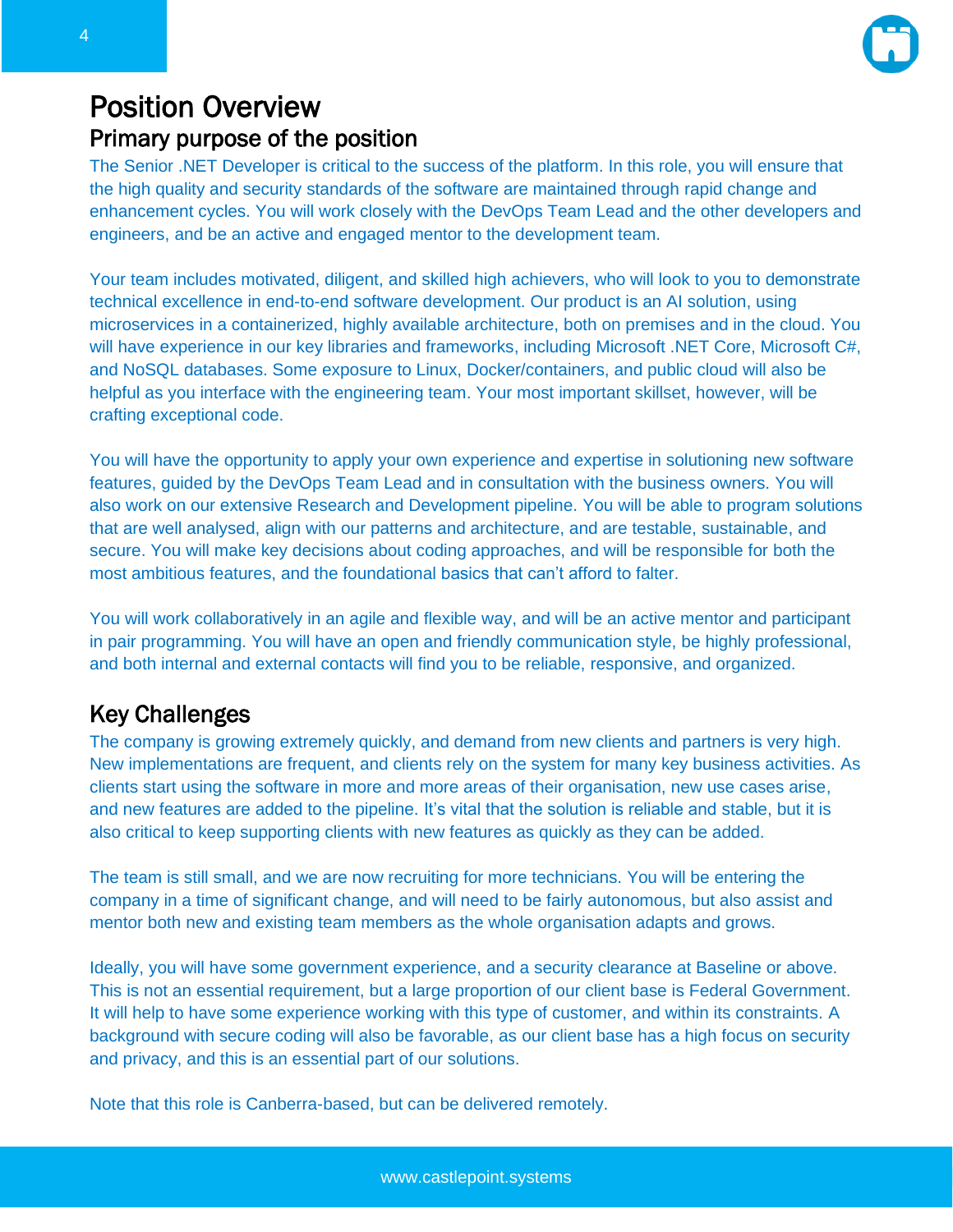# Position Overview

## Primary purpose of the position

The Senior .NET Developer is critical to the success of the platform. In this role, you will ensure that the high quality and security standards of the software are maintained through rapid change and enhancement cycles. You will work closely with the DevOps Team Lead and the other developers and engineers, and be an active and engaged mentor to the development team.

Your team includes motivated, diligent, and skilled high achievers, who will look to you to demonstrate technical excellence in end-to-end software development. Our product is an AI solution, using microservices in a containerized, highly available architecture, both on premises and in the cloud. You will have experience in our key libraries and frameworks, including Microsoft .NET Core, Microsoft C#, and NoSQL databases. Some exposure to Linux, Docker/containers, and public cloud will also be helpful as you interface with the engineering team. Your most important skillset, however, will be crafting exceptional code.

You will have the opportunity to apply your own experience and expertise in solutioning new software features, guided by the DevOps Team Lead and in consultation with the business owners. You will also work on our extensive Research and Development pipeline. You will be able to program solutions that are well analysed, align with our patterns and architecture, and are testable, sustainable, and secure. You will make key decisions about coding approaches, and will be responsible for both the most ambitious features, and the foundational basics that can't afford to falter.

You will work collaboratively in an agile and flexible way, and will be an active mentor and participant in pair programming. You will have an open and friendly communication style, be highly professional, and both internal and external contacts will find you to be reliable, responsive, and organized.

## Key Challenges

The company is growing extremely quickly, and demand from new clients and partners is very high. New implementations are frequent, and clients rely on the system for many key business activities. As clients start using the software in more and more areas of their organisation, new use cases arise, and new features are added to the pipeline. It's vital that the solution is reliable and stable, but it is also critical to keep supporting clients with new features as quickly as they can be added.

The team is still small, and we are now recruiting for more technicians. You will be entering the company in a time of significant change, and will need to be fairly autonomous, but also assist and mentor both new and existing team members as the whole organisation adapts and grows.

Ideally, you will have some government experience, and a security clearance at Baseline or above. This is not an essential requirement, but a large proportion of our client base is Federal Government. It will help to have some experience working with this type of customer, and within its constraints. A background with secure coding will also be favorable, as our client base has a high focus on security and privacy, and this is an essential part of our solutions.

Note that this role is Canberra-based, but can be delivered remotely.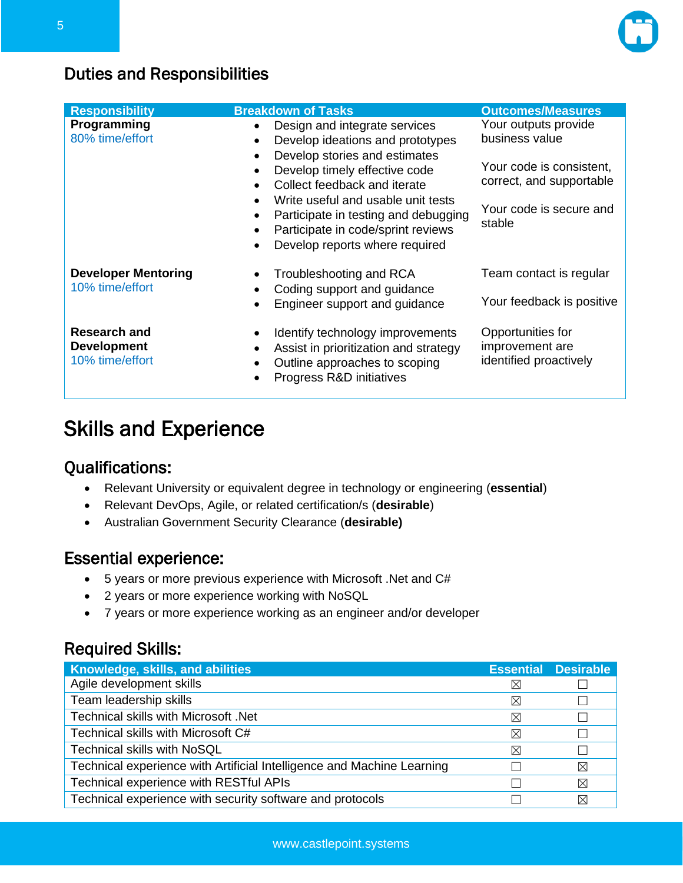## Duties and Responsibilities

| Responsibility | Breakdown of Tasks | Outcomes/Measures |
|---|---|---|
| **Programming**<br>80% time/effort | • Design and integrate services<br>• Develop ideations and prototypes<br>• Develop stories and estimates<br>• Develop timely effective code<br>• Collect feedback and iterate<br>• Write useful and usable unit tests<br>• Participate in testing and debugging<br>• Participate in code/sprint reviews<br>• Develop reports where required | Your outputs provide business value<br><br>Your code is consistent, correct, and supportable<br><br>Your code is secure and stable |
| **Developer Mentoring**<br>10% time/effort | • Troubleshooting and RCA<br>• Coding support and guidance<br>• Engineer support and guidance | Team contact is regular<br><br>Your feedback is positive |
| **Research and Development**<br>10% time/effort | • Identify technology improvements<br>• Assist in prioritization and strategy<br>• Outline approaches to scoping<br>• Progress R&D initiatives | Opportunities for improvement are identified proactively |

# Skills and Experience

## Qualifications:

- Relevant University or equivalent degree in technology or engineering (**essential**)
- Relevant DevOps, Agile, or related certification/s (**desirable**)
- Australian Government Security Clearance (**desirable)**

## Essential experience:

- 5 years or more previous experience with Microsoft .Net and C#
- 2 years or more experience working with NoSQL
- 7 years or more experience working as an engineer and/or developer

## Required Skills:

| Knowledge, skills, and abilities | Essential | Desirable |
|---|---|---|
| Agile development skills | ☒ | ☐ |
| Team leadership skills | ☒ | ☐ |
| Technical skills with Microsoft .Net | ☒ | ☐ |
| Technical skills with Microsoft C# | ☒ | ☐ |
| Technical skills with NoSQL | ☒ | ☐ |
| Technical experience with Artificial Intelligence and Machine Learning | ☐ | ☒ |
| Technical experience with RESTful APIs | ☐ | ☒ |
| Technical experience with security software and protocols | ☐ | ☒ |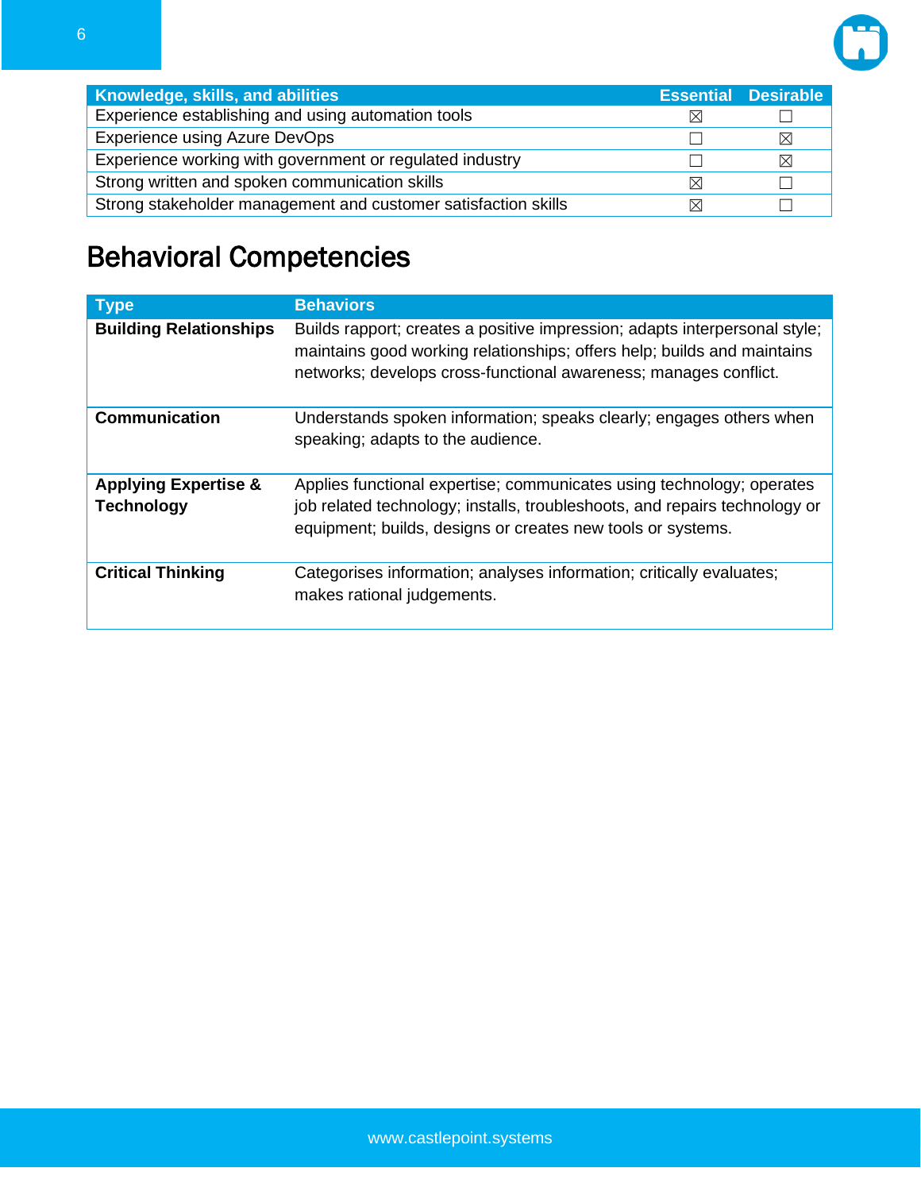| Knowledge, skills, and abilities | Essential | Desirable |
|---|---|---|
| Experience establishing and using automation tools | ☒ | ☐ |
| Experience using Azure DevOps | ☐ | ☒ |
| Experience working with government or regulated industry | ☐ | ☒ |
| Strong written and spoken communication skills | ☒ | ☐ |
| Strong stakeholder management and customer satisfaction skills | ☒ | ☐ |

## Behavioral Competencies

| Type | Behaviors |
|---|---|
| **Building Relationships** | Builds rapport; creates a positive impression; adapts interpersonal style; maintains good working relationships; offers help; builds and maintains networks; develops cross-functional awareness; manages conflict. |
| **Communication** | Understands spoken information; speaks clearly; engages others when speaking; adapts to the audience. |
| **Applying Expertise & Technology** | Applies functional expertise; communicates using technology; operates job related technology; installs, troubleshoots, and repairs technology or equipment; builds, designs or creates new tools or systems. |
| **Critical Thinking** | Categorises information; analyses information; critically evaluates; makes rational judgements. |